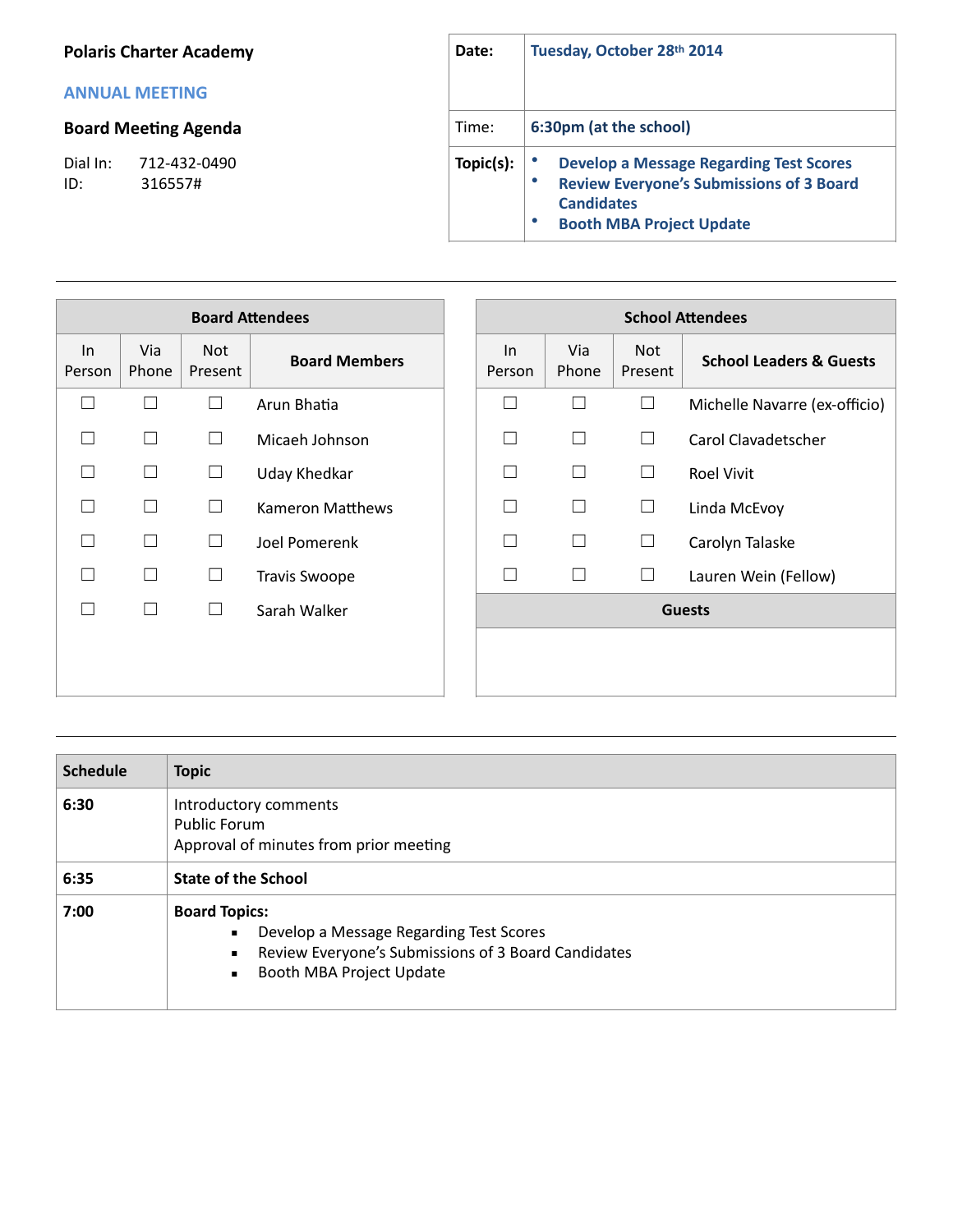**Polaris Charter Academy**

**ANNUAL MEETING**

**Board Meeting Agenda**

Dial In: 712-432-0490
ID: 316557#

| **Date:** | **Tuesday, October 28th 2014** |
|---|---|
| Time: | **6:30pm (at the school)** |
| **Topic(s):** | • **Develop a Message Regarding Test Scores**<br>• **Review Everyone's Submissions of 3 Board Candidates**<br>• **Booth MBA Project Update** |

---

| **Board Attendees** | | | |
|---|---|---|---|
| In Person | Via Phone | Not Present | **Board Members** |
| ☐ | ☐ | ☐ | Arun Bhatia |
| ☐ | ☐ | ☐ | Micaeh Johnson |
| ☐ | ☐ | ☐ | Uday Khedkar |
| ☐ | ☐ | ☐ | Kameron Matthews |
| ☐ | ☐ | ☐ | Joel Pomerenk |
| ☐ | ☐ | ☐ | Travis Swoope |
| ☐ | ☐ | ☐ | Sarah Walker |

| **School Attendees** | | | |
|---|---|---|---|
| In Person | Via Phone | Not Present | **School Leaders & Guests** |
| ☐ | ☐ | ☐ | Michelle Navarre (ex-officio) |
| ☐ | ☐ | ☐ | Carol Clavadetscher |
| ☐ | ☐ | ☐ | Roel Vivit |
| ☐ | ☐ | ☐ | Linda McEvoy |
| ☐ | ☐ | ☐ | Carolyn Talaske |
| ☐ | ☐ | ☐ | Lauren Wein (Fellow) |
| **Guests** | | | |
| | | | |

---

| **Schedule** | **Topic** |
|---|---|
| **6:30** | Introductory comments<br>Public Forum<br>Approval of minutes from prior meeting |
| **6:35** | **State of the School** |
| **7:00** | **Board Topics:**<br>▪ Develop a Message Regarding Test Scores<br>▪ Review Everyone's Submissions of 3 Board Candidates<br>▪ Booth MBA Project Update |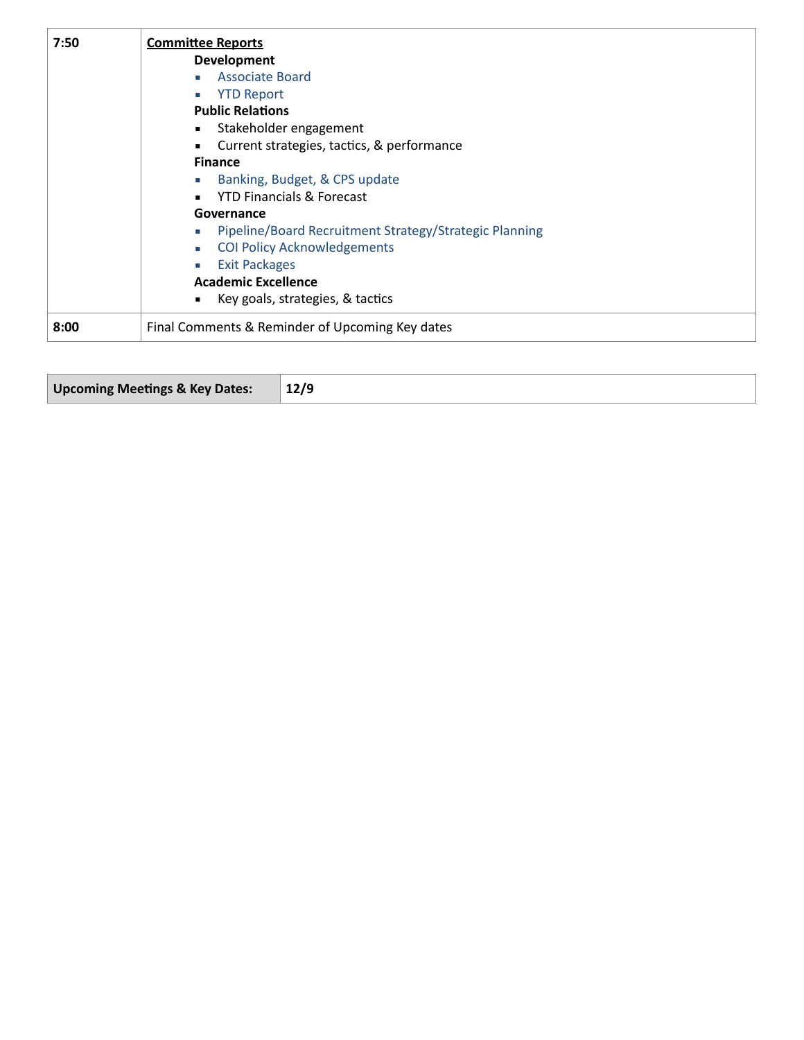| | |
|---|---|
| **7:50** | <u>**Committee Reports**</u><br>**Development**<br>▪ Associate Board<br>▪ YTD Report<br>**Public Relations**<br>▪ Stakeholder engagement<br>▪ Current strategies, tactics, & performance<br>**Finance**<br>▪ Banking, Budget, & CPS update<br>▪ YTD Financials & Forecast<br>**Governance**<br>▪ Pipeline/Board Recruitment Strategy/Strategic Planning<br>▪ COI Policy Acknowledgements<br>▪ Exit Packages<br>**Academic Excellence**<br>▪ Key goals, strategies, & tactics |
| **8:00** | Final Comments & Reminder of Upcoming Key dates |

| | |
|---|---|
| **Upcoming Meetings & Key Dates:** | **12/9** |